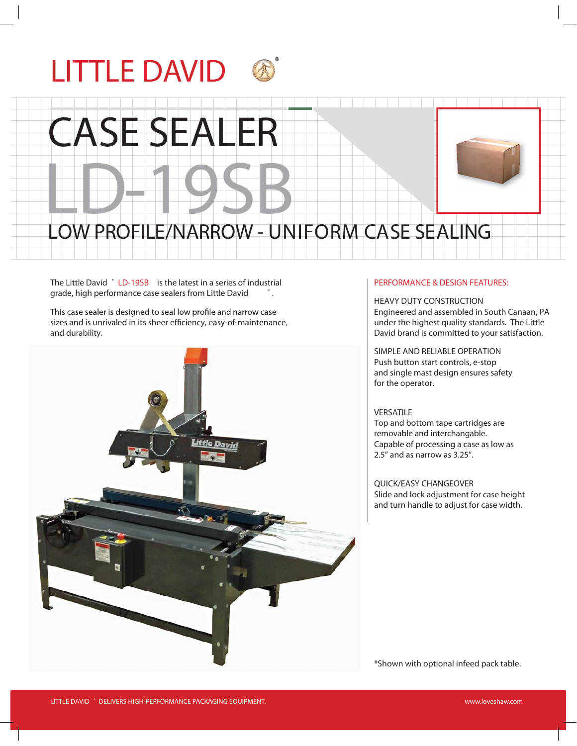# LITTLE DAVID ®

# CASE SEALER

# LD-19SB

## LOW PROFILE/NARROW - UNIFORM CASE SEALING

The Little David ® LD-19SB is the latest in a series of industrial grade, high performance case sealers from Little David ®.

This case sealer is designed to seal low profile and narrow case sizes and is unrivaled in its sheer efficiency, easy-of-maintenance, and durability.

### PERFORMANCE & DESIGN FEATURES:

**HEAVY DUTY CONSTRUCTION**
Engineered and assembled in South Canaan, PA under the highest quality standards. The Little David brand is committed to your satisfaction.

**SIMPLE AND RELIABLE OPERATION**
Push button start controls, e-stop and single mast design ensures safety for the operator.

**VERSATILE**
Top and bottom tape cartridges are removable and interchangable. Capable of processing a case as low as 2.5" and as narrow as 3.25".

**QUICK/EASY CHANGEOVER**
Slide and lock adjustment for case height and turn handle to adjust for case width.

*Shown with optional infeed pack table.

LITTLE DAVID ® DELIVERS HIGH-PERFORMANCE PACKAGING EQUIPMENT.

www.loveshaw.com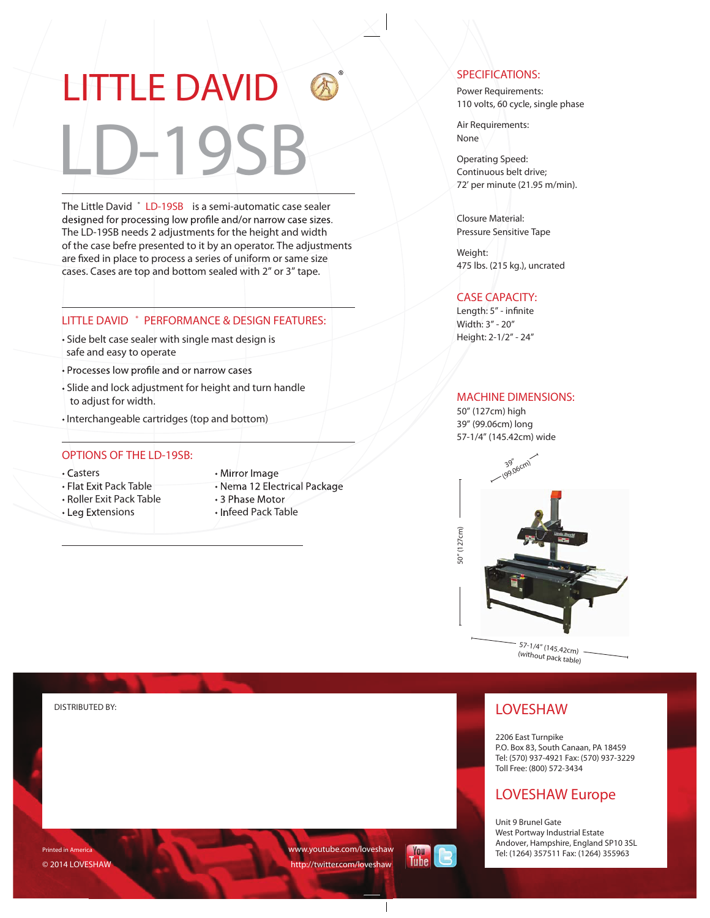# LITTLE DAVID®

# LD-19SB

The Little David® LD-19SB is a semi-automatic case sealer designed for processing low profile and/or narrow case sizes. The LD-19SB needs 2 adjustments for the height and width of the case befre presented to it by an operator. The adjustments are fixed in place to process a series of uniform or same size cases. Cases are top and bottom sealed with 2" or 3" tape.

## LITTLE DAVID® PERFORMANCE & DESIGN FEATURES:

- Side belt case sealer with single mast design is safe and easy to operate
- Processes low profile and or narrow cases
- Slide and lock adjustment for height and turn handle to adjust for width.
- Interchangeable cartridges (top and bottom)

## OPTIONS OF THE LD-19SB:

- Casters
- Flat Exit Pack Table
- Roller Exit Pack Table
- Leg Extensions
- Mirror Image
- Nema 12 Electrical Package
- 3 Phase Motor
- Infeed Pack Table

## SPECIFICATIONS:

Power Requirements:
110 volts, 60 cycle, single phase

Air Requirements:
None

Operating Speed:
Continuous belt drive;
72' per minute (21.95 m/min).

Closure Material:
Pressure Sensitive Tape

Weight:
475 lbs. (215 kg.), uncrated

## CASE CAPACITY:

Length: 5" - infinite
Width: 3" - 20"
Height: 2-1/2" - 24"

## MACHINE DIMENSIONS:

50" (127cm) high
39" (99.06cm) long
57-1/4" (145.42cm) wide

39" (99.06cm)
50" (127cm)
57-1/4" (145.42cm) (without pack table)

DISTRIBUTED BY:

## LOVESHAW

2206 East Turnpike
P.O. Box 83, South Canaan, PA 18459
Tel: (570) 937-4921 Fax: (570) 937-3229
Toll Free: (800) 572-3434

## LOVESHAW Europe

Unit 9 Brunel Gate
West Portway Industrial Estate
Andover, Hampshire, England SP10 3SL
Tel: (1264) 357511 Fax: (1264) 355963

www.youtube.com/loveshaw
http://twitter.com/loveshaw

Printed in America
© 2014 LOVESHAW